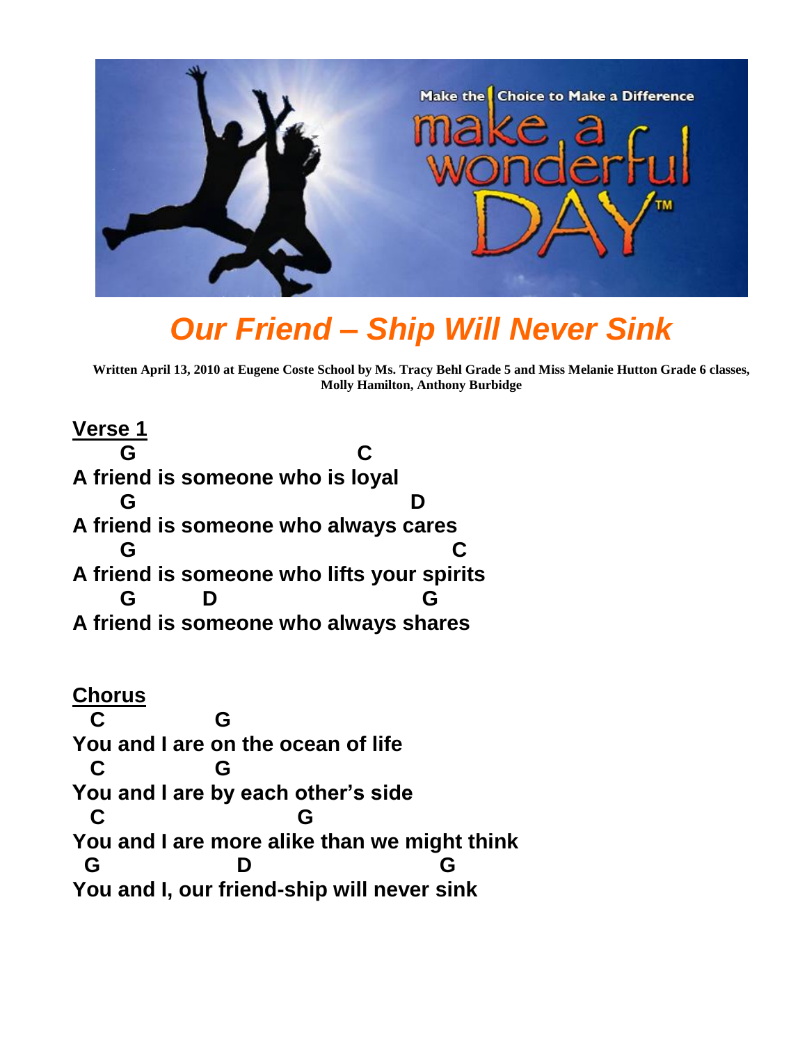# *Our Friend – Ship Will Never Sink*

**Written April 13, 2010 at Eugene Coste School by Ms. Tracy Behl Grade 5 and Miss Melanie Hutton Grade 6 classes, Molly Hamilton, Anthony Burbidge**

## Verse 1

```
      G                          C
A friend is someone who is loyal
      G                               D
A friend is someone who always cares
      G                                    C
A friend is someone who lifts your spirits
      G         D                       G
A friend is someone who always shares
```

## Chorus

```
  C            G
You and I are on the ocean of life
  C            G
You and I are by each other's side
  C                     G
You and I are more alike than we might think
  G                D                   G
You and I, our friend-ship will never sink
```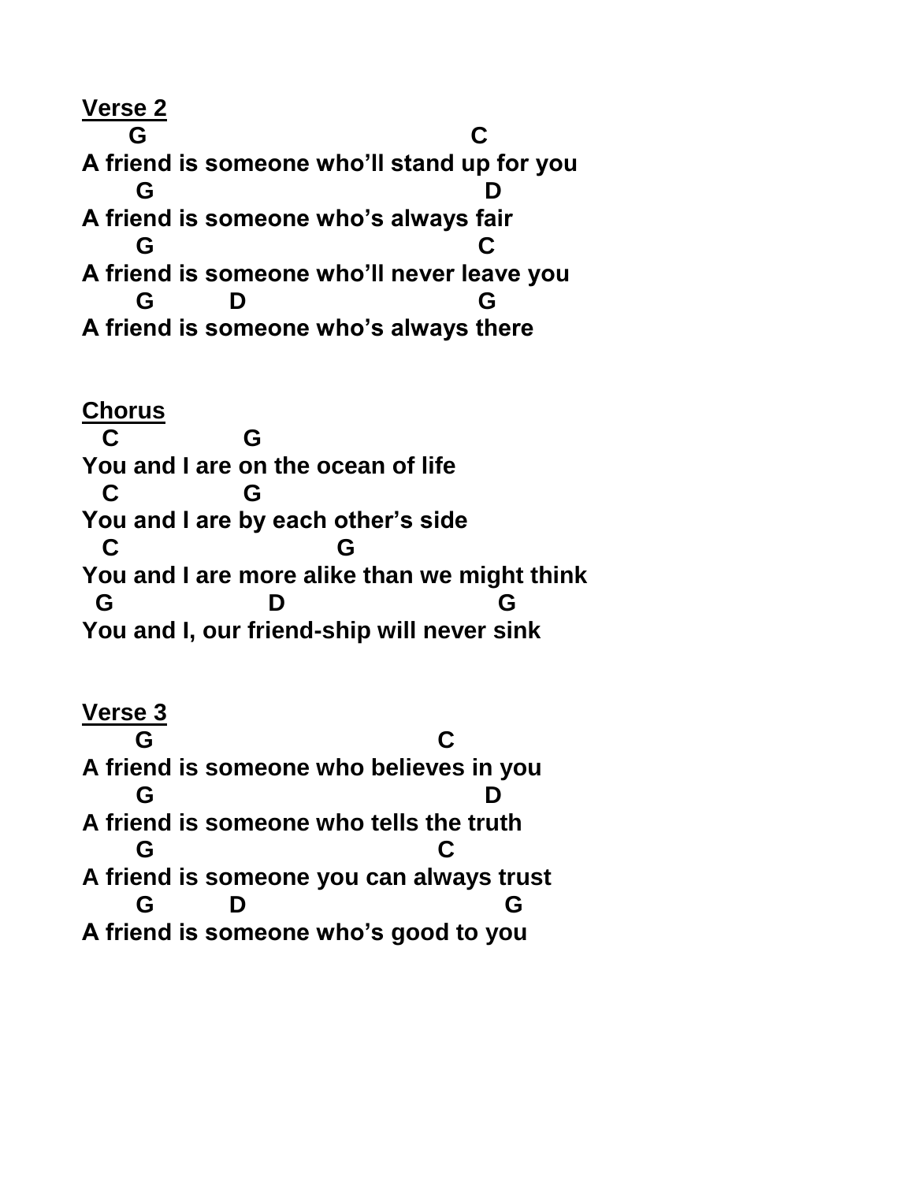**Verse 2**

```
     G                                   C
A friend is someone who'll stand up for you
      G                                   D
A friend is someone who's always fair
      G                                  C
A friend is someone who'll never leave you
      G         D                        G
A friend is someone who's always there
```

**Chorus**

```
  C              G
You and I are on the ocean of life
  C              G
You and I are by each other's side
  C                        G
You and I are more alike than we might think
 G                 D                        G
You and I, our friend-ship will never sink
```

**Verse 3**

```
      G                              C
A friend is someone who believes in you
      G                                   D
A friend is someone who tells the truth
      G                              C
A friend is someone you can always trust
      G         D                         G
A friend is someone who's good to you
```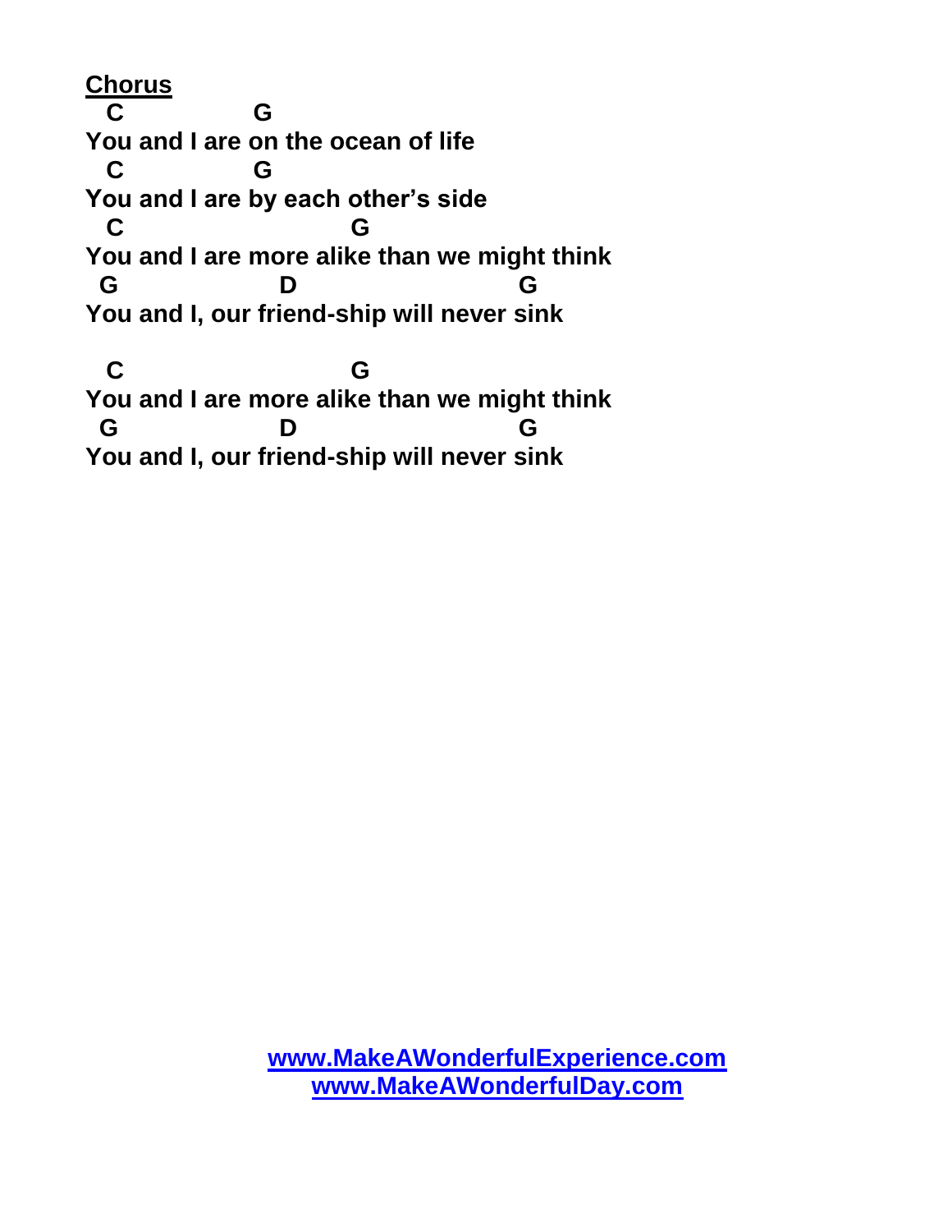**Chorus**

```
  C              G
You and I are on the ocean of life
  C              G
You and I are by each other's side
  C                          G
You and I are more alike than we might think
 G                 D                          G
You and I, our friend-ship will never sink

  C                          G
You and I are more alike than we might think
 G                 D                          G
You and I, our friend-ship will never sink
```

www.MakeAWonderfulExperience.com
www.MakeAWonderfulDay.com